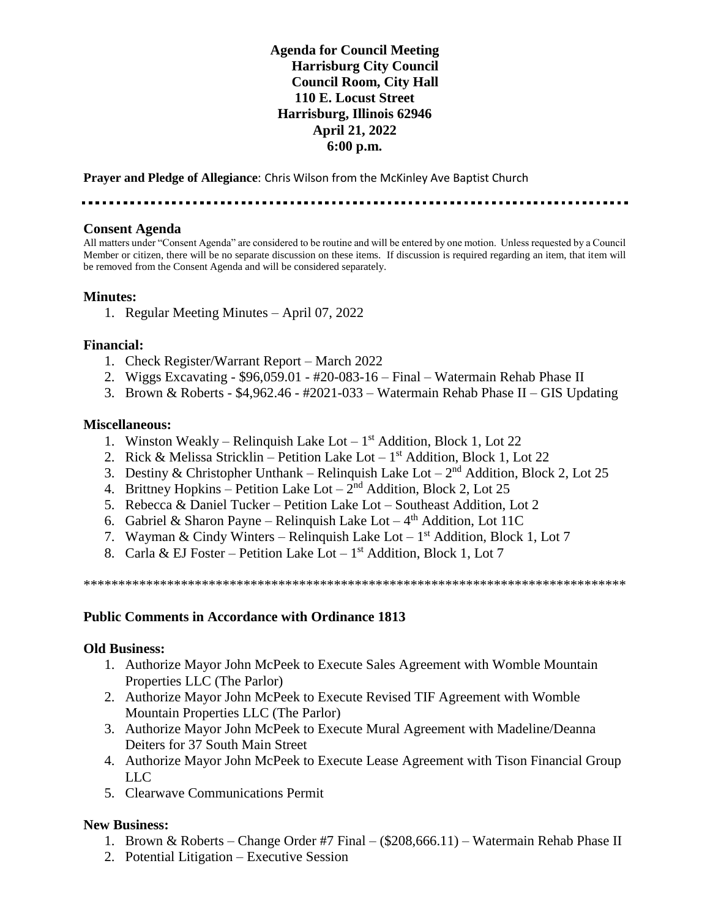**Agenda for Council Meeting**
**Harrisburg City Council**
**Council Room, City Hall**
**110 E. Locust Street**
**Harrisburg, Illinois 62946**
**April 21, 2022**
**6:00 p.m.**

**Prayer and Pledge of Allegiance**: Chris Wilson from the McKinley Ave Baptist Church

---

## Consent Agenda

All matters under "Consent Agenda" are considered to be routine and will be entered by one motion. Unless requested by a Council Member or citizen, there will be no separate discussion on these items. If discussion is required regarding an item, that item will be removed from the Consent Agenda and will be considered separately.

### Minutes:

1. Regular Meeting Minutes – April 07, 2022

### Financial:

1. Check Register/Warrant Report – March 2022
2. Wiggs Excavating - $96,059.01 - #20-083-16 – Final – Watermain Rehab Phase II
3. Brown & Roberts - $4,962.46 - #2021-033 – Watermain Rehab Phase II – GIS Updating

### Miscellaneous:

1. Winston Weakly – Relinquish Lake Lot – 1st Addition, Block 1, Lot 22
2. Rick & Melissa Stricklin – Petition Lake Lot – 1st Addition, Block 1, Lot 22
3. Destiny & Christopher Unthank – Relinquish Lake Lot – 2nd Addition, Block 2, Lot 25
4. Brittney Hopkins – Petition Lake Lot – 2nd Addition, Block 2, Lot 25
5. Rebecca & Daniel Tucker – Petition Lake Lot – Southeast Addition, Lot 2
6. Gabriel & Sharon Payne – Relinquish Lake Lot – 4th Addition, Lot 11C
7. Wayman & Cindy Winters – Relinquish Lake Lot – 1st Addition, Block 1, Lot 7
8. Carla & EJ Foster – Petition Lake Lot – 1st Addition, Block 1, Lot 7

******************************************************************************

### Public Comments in Accordance with Ordinance 1813

### Old Business:

1. Authorize Mayor John McPeek to Execute Sales Agreement with Womble Mountain Properties LLC (The Parlor)
2. Authorize Mayor John McPeek to Execute Revised TIF Agreement with Womble Mountain Properties LLC (The Parlor)
3. Authorize Mayor John McPeek to Execute Mural Agreement with Madeline/Deanna Deiters for 37 South Main Street
4. Authorize Mayor John McPeek to Execute Lease Agreement with Tison Financial Group LLC
5. Clearwave Communications Permit

### New Business:

1. Brown & Roberts – Change Order #7 Final – ($208,666.11) – Watermain Rehab Phase II
2. Potential Litigation – Executive Session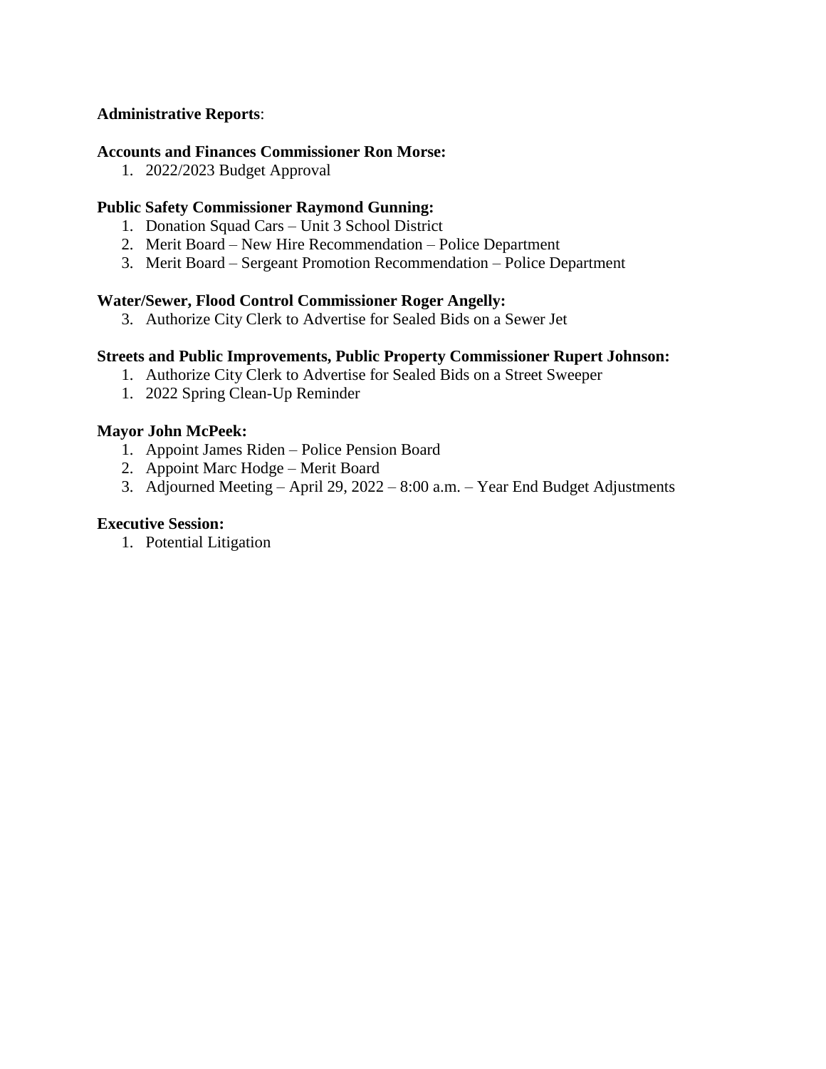**Administrative Reports**:

**Accounts and Finances Commissioner Ron Morse:**

1. 2022/2023 Budget Approval

**Public Safety Commissioner Raymond Gunning:**

1. Donation Squad Cars – Unit 3 School District
2. Merit Board – New Hire Recommendation – Police Department
3. Merit Board – Sergeant Promotion Recommendation – Police Department

**Water/Sewer, Flood Control Commissioner Roger Angelly:**

3. Authorize City Clerk to Advertise for Sealed Bids on a Sewer Jet

**Streets and Public Improvements, Public Property Commissioner Rupert Johnson:**

1. Authorize City Clerk to Advertise for Sealed Bids on a Street Sweeper
1. 2022 Spring Clean-Up Reminder

**Mayor John McPeek:**

1. Appoint James Riden – Police Pension Board
2. Appoint Marc Hodge – Merit Board
3. Adjourned Meeting – April 29, 2022 – 8:00 a.m. – Year End Budget Adjustments

**Executive Session:**

1. Potential Litigation